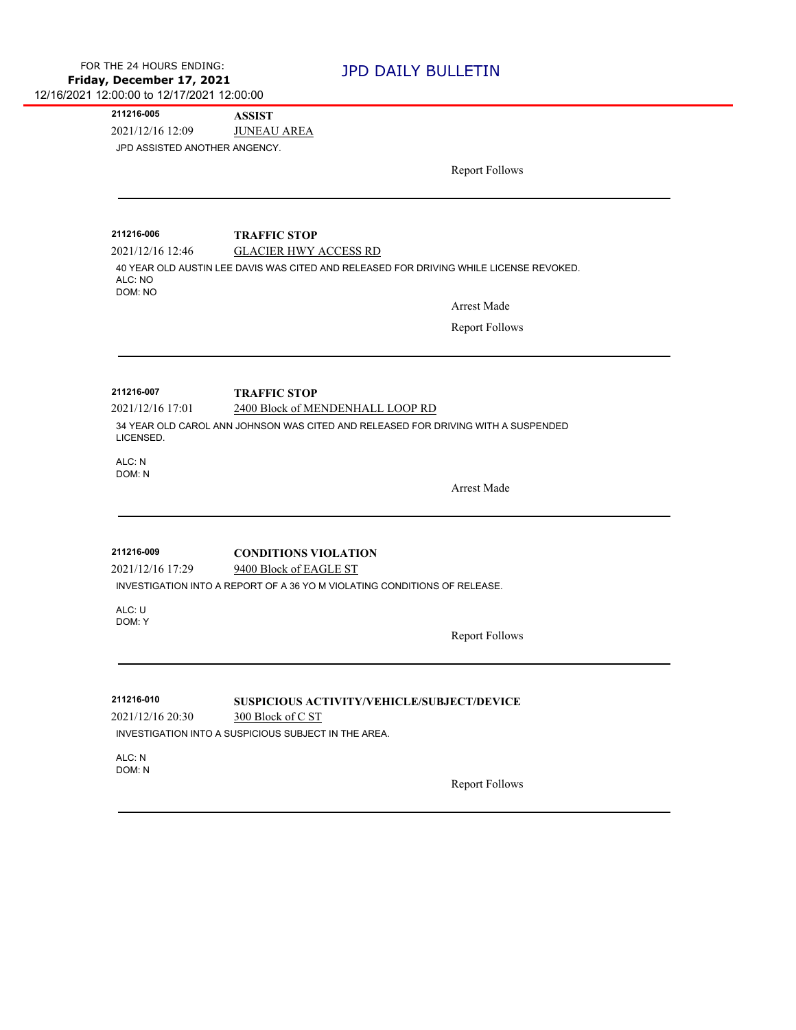FOR THE 24 HOURS ENDING:
**Friday, December 17, 2021**
12/16/2021 12:00:00 to 12/17/2021 12:00:00

# JPD DAILY BULLETIN

---

**211216-005** **ASSIST**
2021/12/16 12:09 JUNEAU AREA

JPD ASSISTED ANOTHER ANGENCY.

Report Follows

---

**211216-006** **TRAFFIC STOP**
2021/12/16 12:46 GLACIER HWY ACCESS RD

40 YEAR OLD AUSTIN LEE DAVIS WAS CITED AND RELEASED FOR DRIVING WHILE LICENSE REVOKED.
ALC: NO
DOM: NO

Arrest Made

Report Follows

---

**211216-007** **TRAFFIC STOP**
2021/12/16 17:01 2400 Block of MENDENHALL LOOP RD

34 YEAR OLD CAROL ANN JOHNSON WAS CITED AND RELEASED FOR DRIVING WITH A SUSPENDED LICENSED.

ALC: N
DOM: N

Arrest Made

---

**211216-009** **CONDITIONS VIOLATION**
2021/12/16 17:29 9400 Block of EAGLE ST

INVESTIGATION INTO A REPORT OF A 36 YO M VIOLATING CONDITIONS OF RELEASE.

ALC: U
DOM: Y

Report Follows

---

**211216-010** **SUSPICIOUS ACTIVITY/VEHICLE/SUBJECT/DEVICE**
2021/12/16 20:30 300 Block of C ST

INVESTIGATION INTO A SUSPICIOUS SUBJECT IN THE AREA.

ALC: N
DOM: N

Report Follows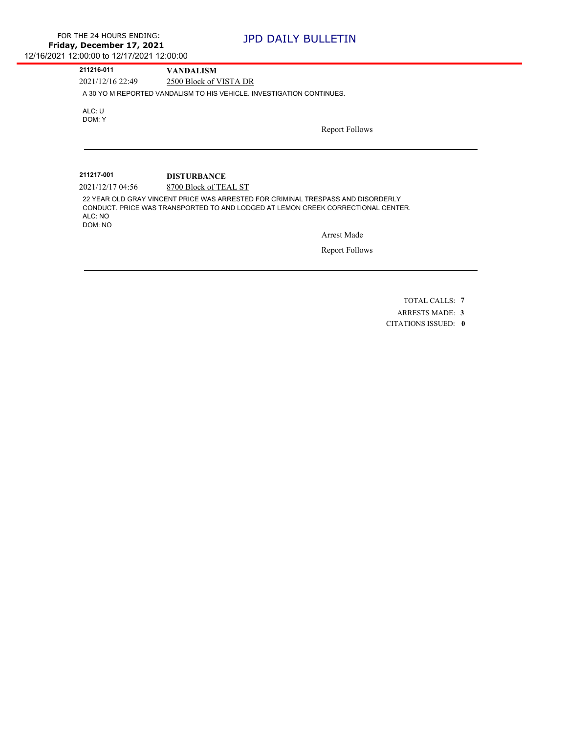**211216-011** **VANDALISM**

2021/12/16 22:49 2500 Block of VISTA DR

A 30 YO M REPORTED VANDALISM TO HIS VEHICLE. INVESTIGATION CONTINUES.

ALC: U
DOM: Y

Report Follows

---

**211217-001** **DISTURBANCE**

2021/12/17 04:56 8700 Block of TEAL ST

22 YEAR OLD GRAY VINCENT PRICE WAS ARRESTED FOR CRIMINAL TRESPASS AND DISORDERLY CONDUCT. PRICE WAS TRANSPORTED TO AND LODGED AT LEMON CREEK CORRECTIONAL CENTER.

ALC: NO
DOM: NO

Arrest Made

Report Follows

---

TOTAL CALLS: **7**

ARRESTS MADE: **3**

CITATIONS ISSUED: **0**